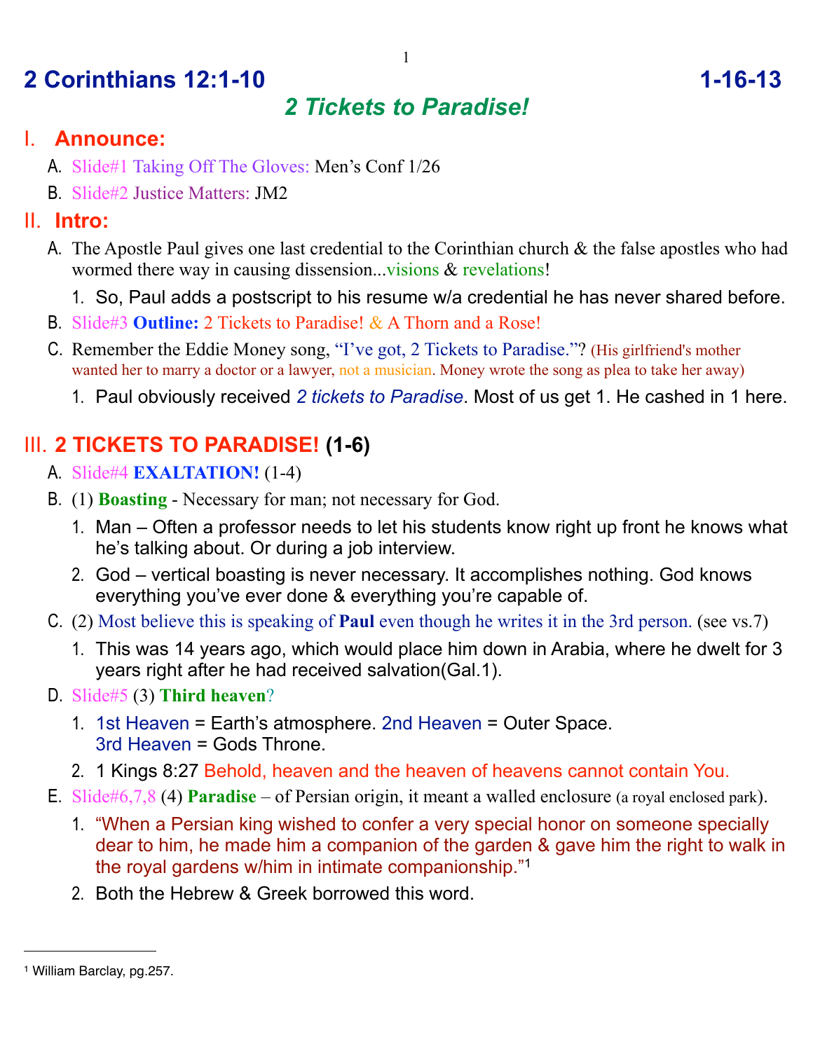# 2 Corinthians 12:1-10 1-16-13

## *2 Tickets to Paradise!*

## I. Announce:

A. Slide#1 Taking Off The Gloves: Men's Conf 1/26

B. Slide#2 Justice Matters: JM2

## II. Intro:

A. The Apostle Paul gives one last credential to the Corinthian church & the false apostles who had wormed there way in causing dissension...visions & revelations!

1. So, Paul adds a postscript to his resume w/a credential he has never shared before.

B. Slide#3 **Outline:** 2 Tickets to Paradise! & A Thorn and a Rose!

C. Remember the Eddie Money song, "I've got, 2 Tickets to Paradise."? (His girlfriend's mother wanted her to marry a doctor or a lawyer, not a musician. Money wrote the song as plea to take her away)

1. Paul obviously received *2 tickets to Paradise*. Most of us get 1. He cashed in 1 here.

## III. 2 TICKETS TO PARADISE! (1-6)

A. Slide#4 **EXALTATION!** (1-4)

B. (1) **Boasting** - Necessary for man; not necessary for God.

1. Man – Often a professor needs to let his students know right up front he knows what he's talking about. Or during a job interview.
2. God – vertical boasting is never necessary. It accomplishes nothing. God knows everything you've ever done & everything you're capable of.

C. (2) Most believe this is speaking of **Paul** even though he writes it in the 3rd person. (see vs.7)

1. This was 14 years ago, which would place him down in Arabia, where he dwelt for 3 years right after he had received salvation(Gal.1).

D. Slide#5 (3) **Third heaven**?

1. 1st Heaven = Earth's atmosphere. 2nd Heaven = Outer Space. 3rd Heaven = Gods Throne.
2. 1 Kings 8:27 Behold, heaven and the heaven of heavens cannot contain You.

E. Slide#6,7,8 (4) **Paradise** – of Persian origin, it meant a walled enclosure (a royal enclosed park).

1. "When a Persian king wished to confer a very special honor on someone specially dear to him, he made him a companion of the garden & gave him the right to walk in the royal gardens w/him in intimate companionship."[1]
2. Both the Hebrew & Greek borrowed this word.

---

[1] William Barclay, pg.257.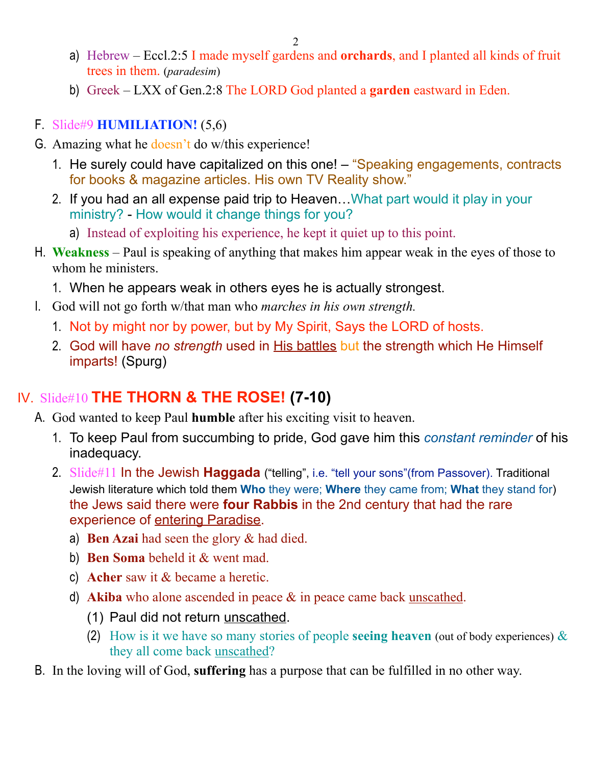a) Hebrew – Eccl.2:5 I made myself gardens and **orchards**, and I planted all kinds of fruit trees in them. (*paradesim*)

b) Greek – LXX of Gen.2:8 The LORD God planted a **garden** eastward in Eden.

F. Slide#9 **HUMILIATION!** (5,6)

G. Amazing what he doesn't do w/this experience!

1. He surely could have capitalized on this one! – "Speaking engagements, contracts for books & magazine articles. His own TV Reality show."
2. If you had an all expense paid trip to Heaven…What part would it play in your ministry? - How would it change things for you?
   a) Instead of exploiting his experience, he kept it quiet up to this point.

H. **Weakness** – Paul is speaking of anything that makes him appear weak in the eyes of those to whom he ministers.

1. When he appears weak in others eyes he is actually strongest.

I. God will not go forth w/that man who *marches in his own strength.*

1. Not by might nor by power, but by My Spirit, Says the LORD of hosts.
2. God will have *no strength* used in <u>His battles</u> but the strength which He Himself imparts! (Spurg)

## IV. Slide#10 THE THORN & THE ROSE! (7-10)

A. God wanted to keep Paul **humble** after his exciting visit to heaven.

1. To keep Paul from succumbing to pride, God gave him this *constant reminder* of his inadequacy.
2. Slide#11 In the Jewish **Haggada** ("telling", i.e. "tell your sons"(from Passover). Traditional Jewish literature which told them **Who** they were; **Where** they came from; **What** they stand for) the Jews said there were **four Rabbis** in the 2nd century that had the rare experience of <u>entering Paradise</u>.
   a) **Ben Azai** had seen the glory & had died.
   b) **Ben Soma** beheld it & went mad.
   c) **Acher** saw it & became a heretic.
   d) **Akiba** who alone ascended in peace & in peace came back <u>unscathed</u>.
      (1) Paul did not return <u>unscathed</u>.
      (2) How is it we have so many stories of people **seeing heaven** (out of body experiences) & they all come back <u>unscathed</u>?

B. In the loving will of God, **suffering** has a purpose that can be fulfilled in no other way.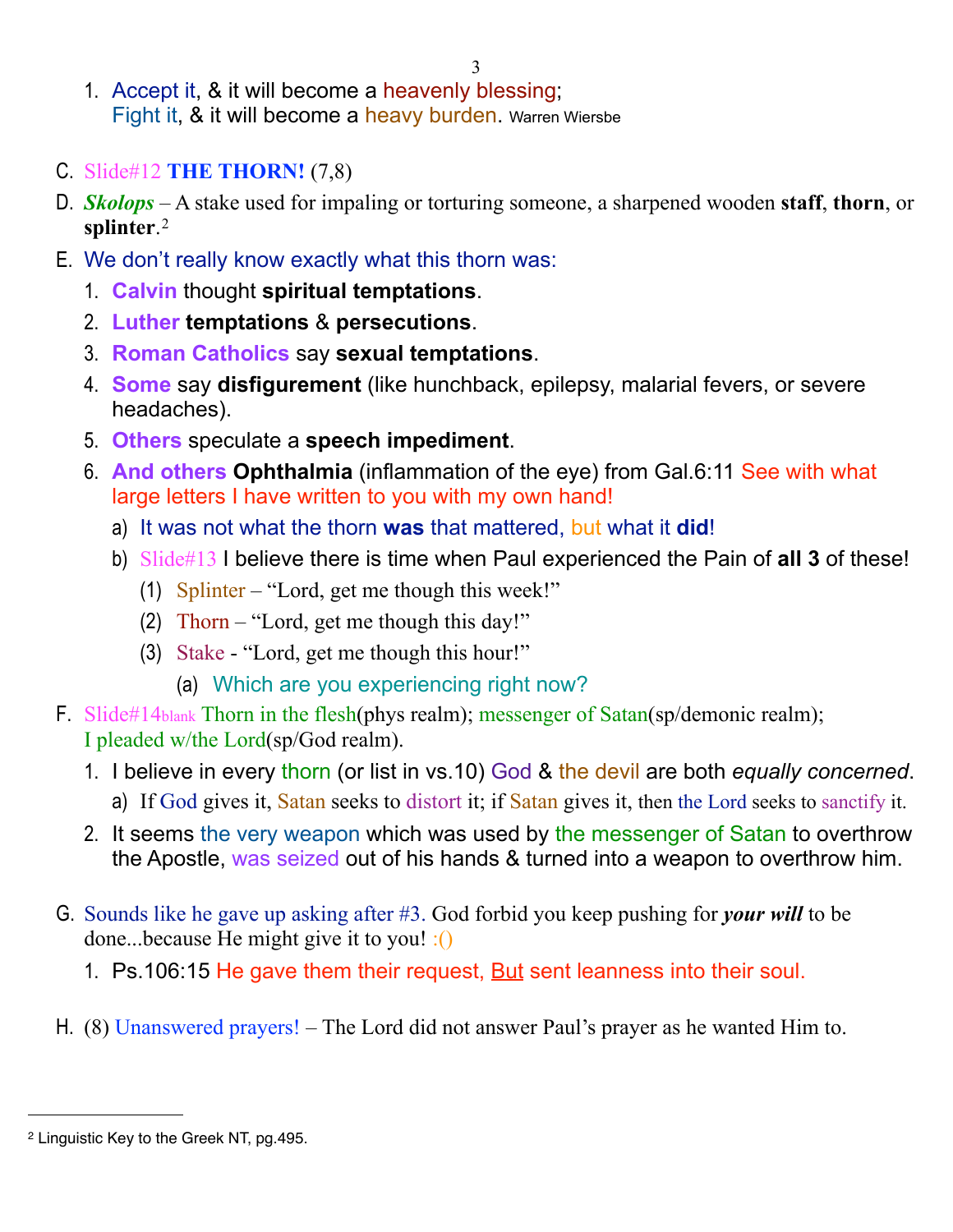1. Accept it, & it will become a heavenly blessing;
   Fight it, & it will become a heavy burden. Warren Wiersbe

C. Slide#12 **THE THORN!** (7,8)

D. ***Skolops*** – A stake used for impaling or torturing someone, a sharpened wooden **staff**, **thorn**, or **splinter**.[2]

E. We don't really know exactly what this thorn was:
   1. **Calvin** thought **spiritual temptations**.
   2. **Luther** **temptations** & **persecutions**.
   3. **Roman Catholics** say **sexual temptations**.
   4. **Some** say **disfigurement** (like hunchback, epilepsy, malarial fevers, or severe headaches).
   5. **Others** speculate a **speech impediment**.
   6. **And others** **Ophthalmia** (inflammation of the eye) from Gal.6:11 See with what large letters I have written to you with my own hand!
      a) It was not what the thorn **was** that mattered, but what it **did**!
      b) Slide#13 I believe there is time when Paul experienced the Pain of **all 3** of these!
         (1) Splinter – "Lord, get me though this week!"
         (2) Thorn – "Lord, get me though this day!"
         (3) Stake - "Lord, get me though this hour!"
            (a) Which are you experiencing right now?

F. Slide#14blank Thorn in the flesh(phys realm); messenger of Satan(sp/demonic realm); I pleaded w/the Lord(sp/God realm).
   1. I believe in every thorn (or list in vs.10) God & the devil are both *equally concerned*.
      a) If God gives it, Satan seeks to distort it; if Satan gives it, then the Lord seeks to sanctify it.
   2. It seems the very weapon which was used by the messenger of Satan to overthrow the Apostle, was seized out of his hands & turned into a weapon to overthrow him.

G. Sounds like he gave up asking after #3. God forbid you keep pushing for ***your will*** to be done...because He might give it to you! :()
   1. Ps.106:15 He gave them their request, <u>But</u> sent leanness into their soul.

H. (8) Unanswered prayers! – The Lord did not answer Paul's prayer as he wanted Him to.

---

[2] Linguistic Key to the Greek NT, pg.495.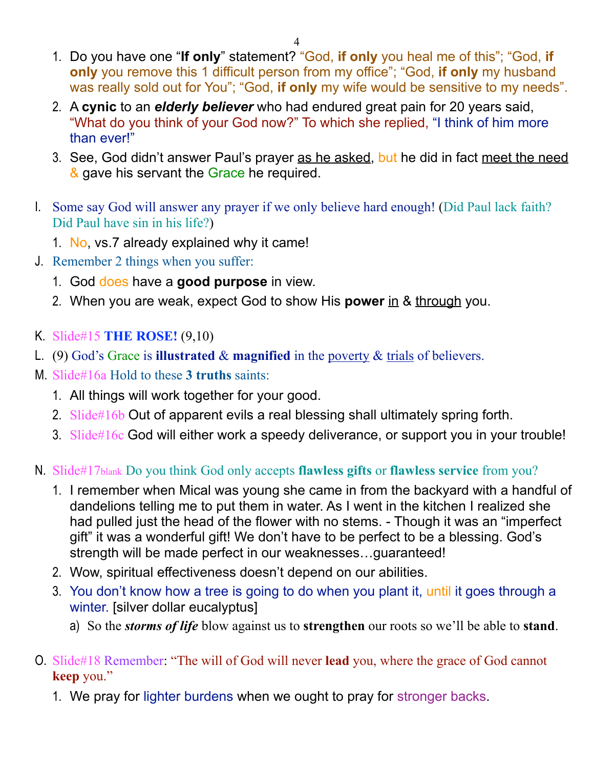1. Do you have one "**If only**" statement? "God, **if only** you heal me of this"; "God, **if only** you remove this 1 difficult person from my office"; "God, **if only** my husband was really sold out for You"; "God, **if only** my wife would be sensitive to my needs".
2. A **cynic** to an ***elderly believer*** who had endured great pain for 20 years said, "What do you think of your God now?" To which she replied, "I think of him more than ever!"
3. See, God didn't answer Paul's prayer <u>as he asked</u>, but he did in fact <u>meet the need</u> & gave his servant the Grace he required.

I. Some say God will answer any prayer if we only believe hard enough! (Did Paul lack faith? Did Paul have sin in his life?)
   1. No, vs.7 already explained why it came!

J. Remember 2 things when you suffer:
   1. God does have a **good purpose** in view.
   2. When you are weak, expect God to show His **power** <u>in</u> & <u>through</u> you.

K. Slide#15 **THE ROSE!** (9,10)

L. (9) God's Grace is **illustrated** & **magnified** in the <u>poverty</u> & <u>trials</u> of believers.

M. Slide#16a Hold to these **3 truths** saints:
   1. All things will work together for your good.
   2. Slide#16b Out of apparent evils a real blessing shall ultimately spring forth.
   3. Slide#16c God will either work a speedy deliverance, or support you in your trouble!

N. Slide#17blank Do you think God only accepts **flawless gifts** or **flawless service** from you?
   1. I remember when Mical was young she came in from the backyard with a handful of dandelions telling me to put them in water. As I went in the kitchen I realized she had pulled just the head of the flower with no stems. - Though it was an "imperfect gift" it was a wonderful gift! We don't have to be perfect to be a blessing. God's strength will be made perfect in our weaknesses…guaranteed!
   2. Wow, spiritual effectiveness doesn't depend on our abilities.
   3. You don't know how a tree is going to do when you plant it, until it goes through a winter. [silver dollar eucalyptus]
      a) So the ***storms of life*** blow against us to **strengthen** our roots so we'll be able to **stand**.

O. Slide#18 Remember: "The will of God will never **lead** you, where the grace of God cannot **keep** you."
   1. We pray for lighter burdens when we ought to pray for stronger backs.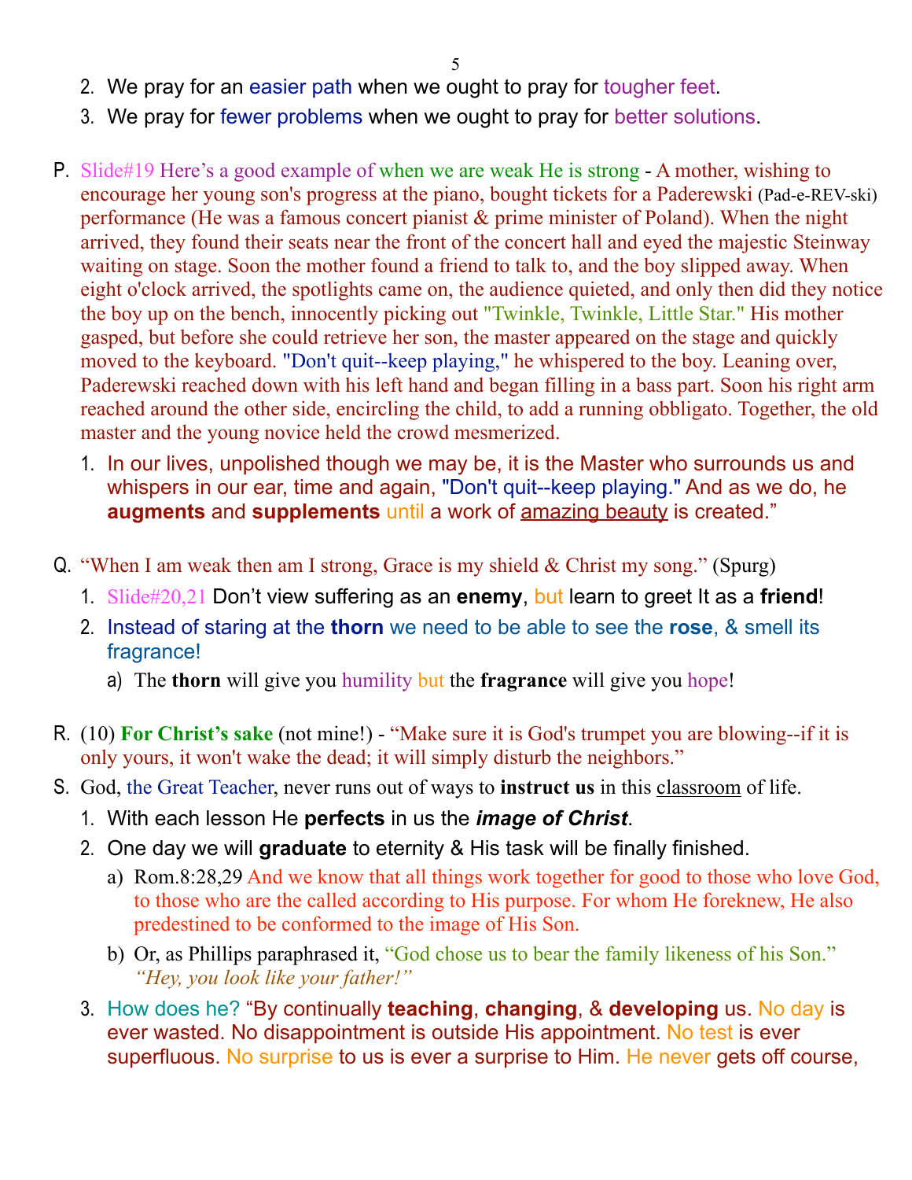2. We pray for an easier path when we ought to pray for tougher feet.
3. We pray for fewer problems when we ought to pray for better solutions.

P. Slide#19 Here's a good example of when we are weak He is strong - A mother, wishing to encourage her young son's progress at the piano, bought tickets for a Paderewski (Pad-e-REV-ski) performance (He was a famous concert pianist & prime minister of Poland). When the night arrived, they found their seats near the front of the concert hall and eyed the majestic Steinway waiting on stage. Soon the mother found a friend to talk to, and the boy slipped away. When eight o'clock arrived, the spotlights came on, the audience quieted, and only then did they notice the boy up on the bench, innocently picking out "Twinkle, Twinkle, Little Star." His mother gasped, but before she could retrieve her son, the master appeared on the stage and quickly moved to the keyboard. "Don't quit--keep playing," he whispered to the boy. Leaning over, Paderewski reached down with his left hand and began filling in a bass part. Soon his right arm reached around the other side, encircling the child, to add a running obbligato. Together, the old master and the young novice held the crowd mesmerized.

1. In our lives, unpolished though we may be, it is the Master who surrounds us and whispers in our ear, time and again, "Don't quit--keep playing." And as we do, he **augments** and **supplements** until a work of amazing beauty is created."

Q. "When I am weak then am I strong, Grace is my shield & Christ my song." (Spurg)

1. Slide#20,21 Don't view suffering as an **enemy**, but learn to greet It as a **friend**!
2. Instead of staring at the **thorn** we need to be able to see the **rose**, & smell its fragrance!
   a) The **thorn** will give you humility but the **fragrance** will give you hope!

R. (10) **For Christ's sake** (not mine!) - "Make sure it is God's trumpet you are blowing--if it is only yours, it won't wake the dead; it will simply disturb the neighbors."

S. God, the Great Teacher, never runs out of ways to **instruct us** in this classroom of life.

1. With each lesson He **perfects** in us the ***image of Christ***.
2. One day we will **graduate** to eternity & His task will be finally finished.
   a) Rom.8:28,29 And we know that all things work together for good to those who love God, to those who are the called according to His purpose. For whom He foreknew, He also predestined to be conformed to the image of His Son.
   b) Or, as Phillips paraphrased it, "God chose us to bear the family likeness of his Son." *"Hey, you look like your father!"*
3. How does he? "By continually **teaching**, **changing**, & **developing** us. No day is ever wasted. No disappointment is outside His appointment. No test is ever superfluous. No surprise to us is ever a surprise to Him. He never gets off course,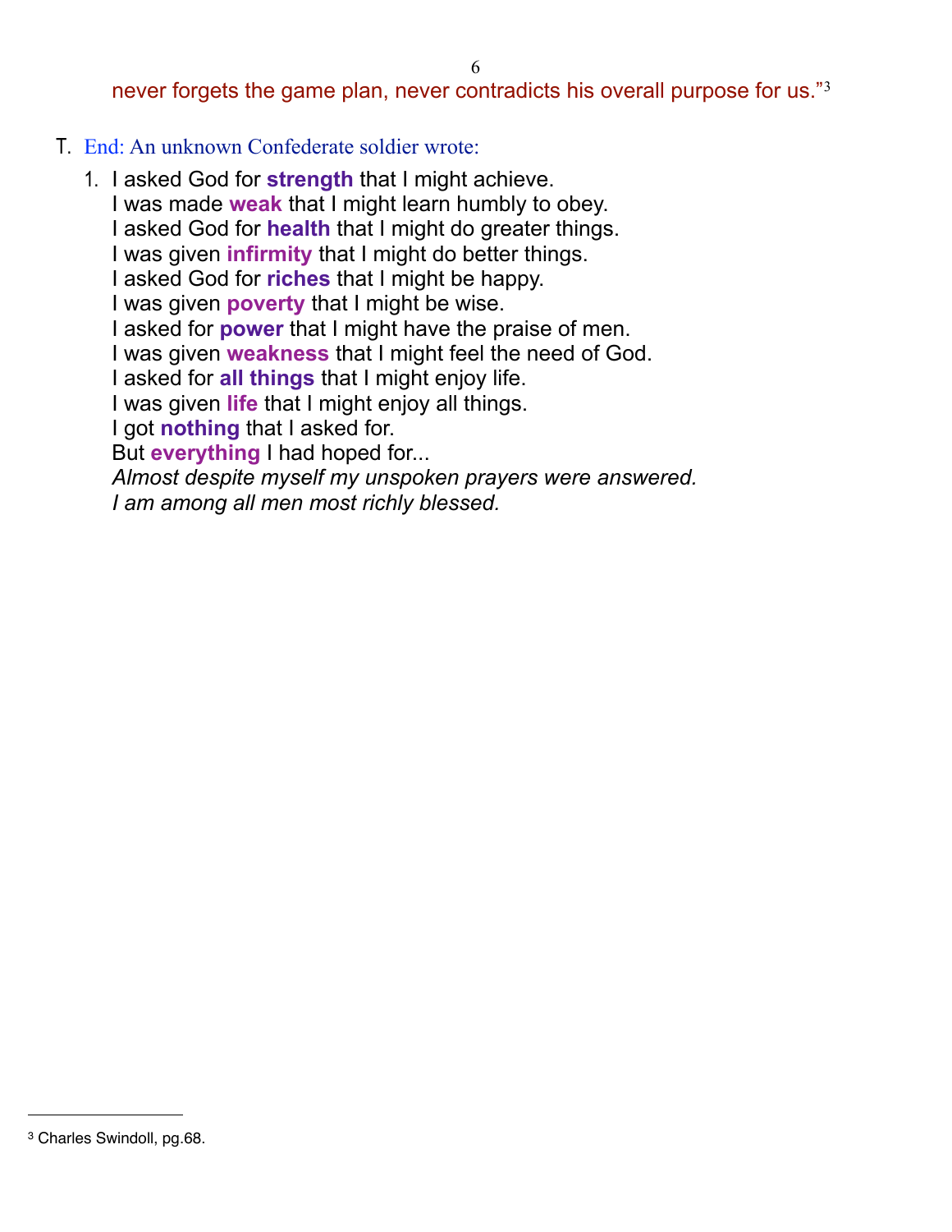never forgets the game plan, never contradicts his overall purpose for us."[3]

T. End: An unknown Confederate soldier wrote:

1. I asked God for **strength** that I might achieve.
   I was made **weak** that I might learn humbly to obey.
   I asked God for **health** that I might do greater things.
   I was given **infirmity** that I might do better things.
   I asked God for **riches** that I might be happy.
   I was given **poverty** that I might be wise.
   I asked for **power** that I might have the praise of men.
   I was given **weakness** that I might feel the need of God.
   I asked for **all things** that I might enjoy life.
   I was given **life** that I might enjoy all things.
   I got **nothing** that I asked for.
   But **everything** I had hoped for...
   *Almost despite myself my unspoken prayers were answered.*
   *I am among all men most richly blessed.*

---

[3] Charles Swindoll, pg.68.